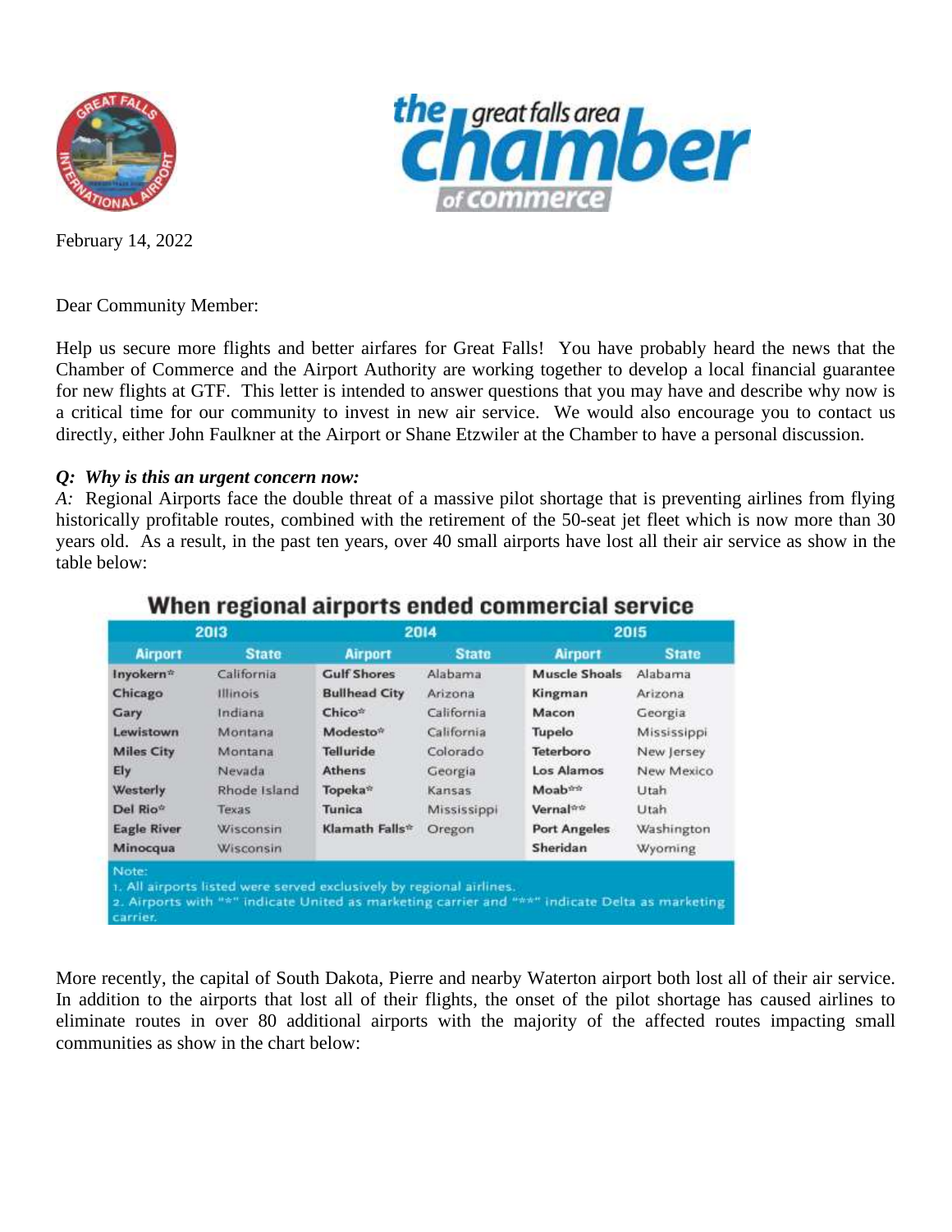February 14, 2022

Dear Community Member:

Help us secure more flights and better airfares for Great Falls! You have probably heard the news that the Chamber of Commerce and the Airport Authority are working together to develop a local financial guarantee for new flights at GTF. This letter is intended to answer questions that you may have and describe why now is a critical time for our community to invest in new air service. We would also encourage you to contact us directly, either John Faulkner at the Airport or Shane Etzwiler at the Chamber to have a personal discussion.

***Q: Why is this an urgent concern now:***

*A:* Regional Airports face the double threat of a massive pilot shortage that is preventing airlines from flying historically profitable routes, combined with the retirement of the 50-seat jet fleet which is now more than 30 years old. As a result, in the past ten years, over 40 small airports have lost all their air service as show in the table below:

**When regional airports ended commercial service**

| 2013 | | 2014 | | 2015 | |
|---|---|---|---|---|---|
| **Airport** | **State** | **Airport** | **State** | **Airport** | **State** |
| Inyokern* | California | Gulf Shores | Alabama | Muscle Shoals | Alabama |
| Chicago | Illinois | Bullhead City | Arizona | Kingman | Arizona |
| Gary | Indiana | Chico* | California | Macon | Georgia |
| Lewistown | Montana | Modesto* | California | Tupelo | Mississippi |
| Miles City | Montana | Telluride | Colorado | Teterboro | New Jersey |
| Ely | Nevada | Athens | Georgia | Los Alamos | New Mexico |
| Westerly | Rhode Island | Topeka* | Kansas | Moab** | Utah |
| Del Rio* | Texas | Tunica | Mississippi | Vernal** | Utah |
| Eagle River | Wisconsin | Klamath Falls* | Oregon | Port Angeles | Washington |
| Minocqua | Wisconsin | | | Sheridan | Wyoming |

Note:
1. All airports listed were served exclusively by regional airlines.
2. Airports with "*" indicate United as marketing carrier and "**" indicate Delta as marketing carrier.

More recently, the capital of South Dakota, Pierre and nearby Waterton airport both lost all of their air service. In addition to the airports that lost all of their flights, the onset of the pilot shortage has caused airlines to eliminate routes in over 80 additional airports with the majority of the affected routes impacting small communities as show in the chart below: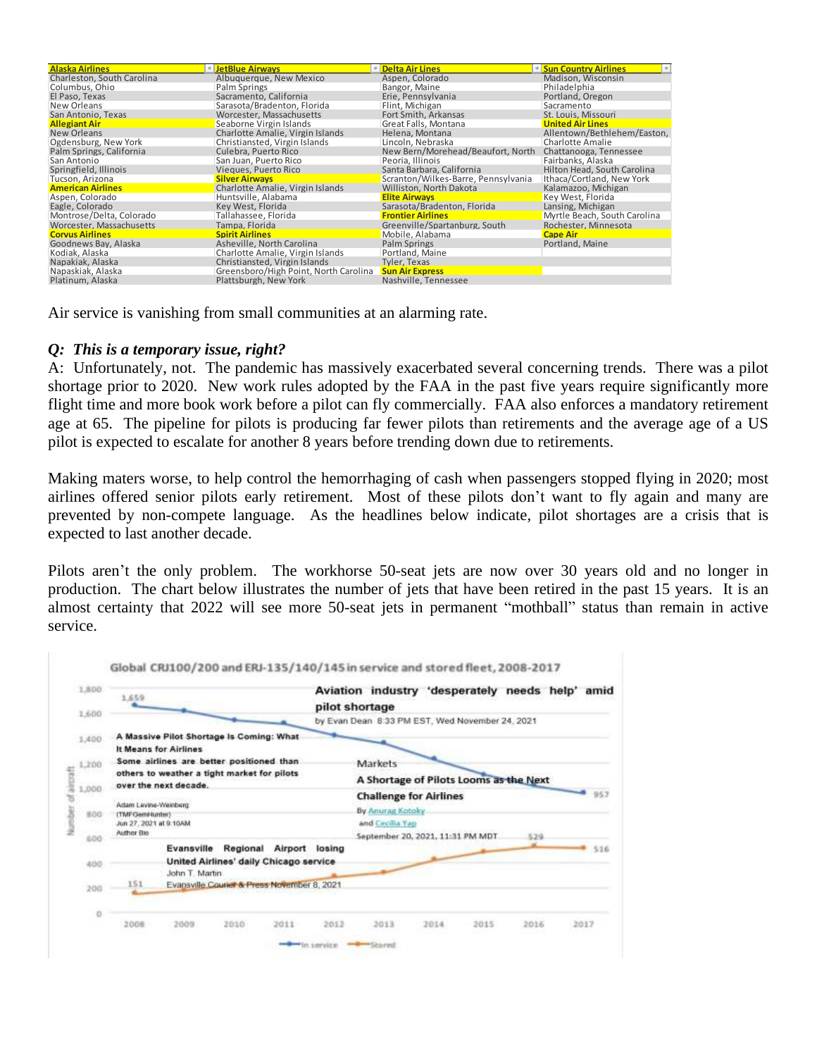| Alaska Airlines | JetBlue Airways | Delta Air Lines | Sun Country Airlines |
|---|---|---|---|
| Charleston, South Carolina | Albuquerque, New Mexico | Aspen, Colorado | Madison, Wisconsin |
| Columbus, Ohio | Palm Springs | Bangor, Maine | Philadelphia |
| El Paso, Texas | Sacramento, California | Erie, Pennsylvania | Portland, Oregon |
| New Orleans | Sarasota/Bradenton, Florida | Flint, Michigan | Sacramento |
| San Antonio, Texas | Worcester, Massachusetts | Fort Smith, Arkansas | St. Louis, Missouri |
| **Allegiant Air** | Seaborne Virgin Islands | Great Falls, Montana | **United Air Lines** |
| New Orleans | Charlotte Amalie, Virgin Islands | Helena, Montana | Allentown/Bethlehem/Easton, |
| Ogdensburg, New York | Christiansted, Virgin Islands | Lincoln, Nebraska | Charlotte Amalie |
| Palm Springs, California | Culebra, Puerto Rico | New Bern/Morehead/Beaufort, North | Chattanooga, Tennessee |
| San Antonio | San Juan, Puerto Rico | Peoria, Illinois | Fairbanks, Alaska |
| Springfield, Illinois | Vieques, Puerto Rico | Santa Barbara, California | Hilton Head, South Carolina |
| Tucson, Arizona | **Silver Airways** | Scranton/Wilkes-Barre, Pennsylvania | Ithaca/Cortland, New York |
| **American Airlines** | Charlotte Amalie, Virgin Islands | Williston, North Dakota | Kalamazoo, Michigan |
| Aspen, Colorado | Huntsville, Alabama | **Elite Airways** | Key West, Florida |
| Eagle, Colorado | Key West, Florida | Sarasota/Bradenton, Florida | Lansing, Michigan |
| Montrose/Delta, Colorado | Tallahassee, Florida | **Frontier Airlines** | Myrtle Beach, South Carolina |
| Worcester, Massachusetts | Tampa, Florida | Greenville/Spartanburg, South | Rochester, Minnesota |
| **Corvus Airlines** | **Spirit Airlines** | Mobile, Alabama | **Cape Air** |
| Goodnews Bay, Alaska | Asheville, North Carolina | Palm Springs | Portland, Maine |
| Kodiak, Alaska | Charlotte Amalie, Virgin Islands | Portland, Maine | |
| Napakiak, Alaska | Christiansted, Virgin Islands | Tyler, Texas | |
| Napaskiak, Alaska | Greensboro/High Point, North Carolina | **Sun Air Express** | |
| Platinum, Alaska | Plattsburgh, New York | Nashville, Tennessee | |

Air service is vanishing from small communities at an alarming rate.

***Q: This is a temporary issue, right?***

A: Unfortunately, not. The pandemic has massively exacerbated several concerning trends. There was a pilot shortage prior to 2020. New work rules adopted by the FAA in the past five years require significantly more flight time and more book work before a pilot can fly commercially. FAA also enforces a mandatory retirement age at 65. The pipeline for pilots is producing far fewer pilots than retirements and the average age of a US pilot is expected to escalate for another 8 years before trending down due to retirements.

Making maters worse, to help control the hemorrhaging of cash when passengers stopped flying in 2020; most airlines offered senior pilots early retirement. Most of these pilots don't want to fly again and many are prevented by non-compete language. As the headlines below indicate, pilot shortages are a crisis that is expected to last another decade.

Pilots aren't the only problem. The workhorse 50-seat jets are now over 30 years old and no longer in production. The chart below illustrates the number of jets that have been retired in the past 15 years. It is an almost certainty that 2022 will see more 50-seat jets in permanent "mothball" status than remain in active service.

Global CRJ100/200 and ERJ-135/140/145 in service and stored fleet, 2008-2017

Aviation industry 'desperately needs help' amid pilot shortage
by Evan Dean 8:33 PM EST, Wed November 24, 2021

A Massive Pilot Shortage Is Coming: What It Means for Airlines
Some airlines are better positioned than others to weather a tight market for pilots over the next decade.
Adam Levine-Weinberg (TMFGemHunter) Jun 27, 2021 at 9:10AM

Markets
A Shortage of Pilots Looms as the Next Challenge for Airlines
By Anurag Kotoky and Cecilia Yap
September 20, 2021, 11:31 PM MDT

Evansville Regional Airport losing United Airlines' daily Chicago service
John T. Martin
Evansville Courier & Press November 8, 2021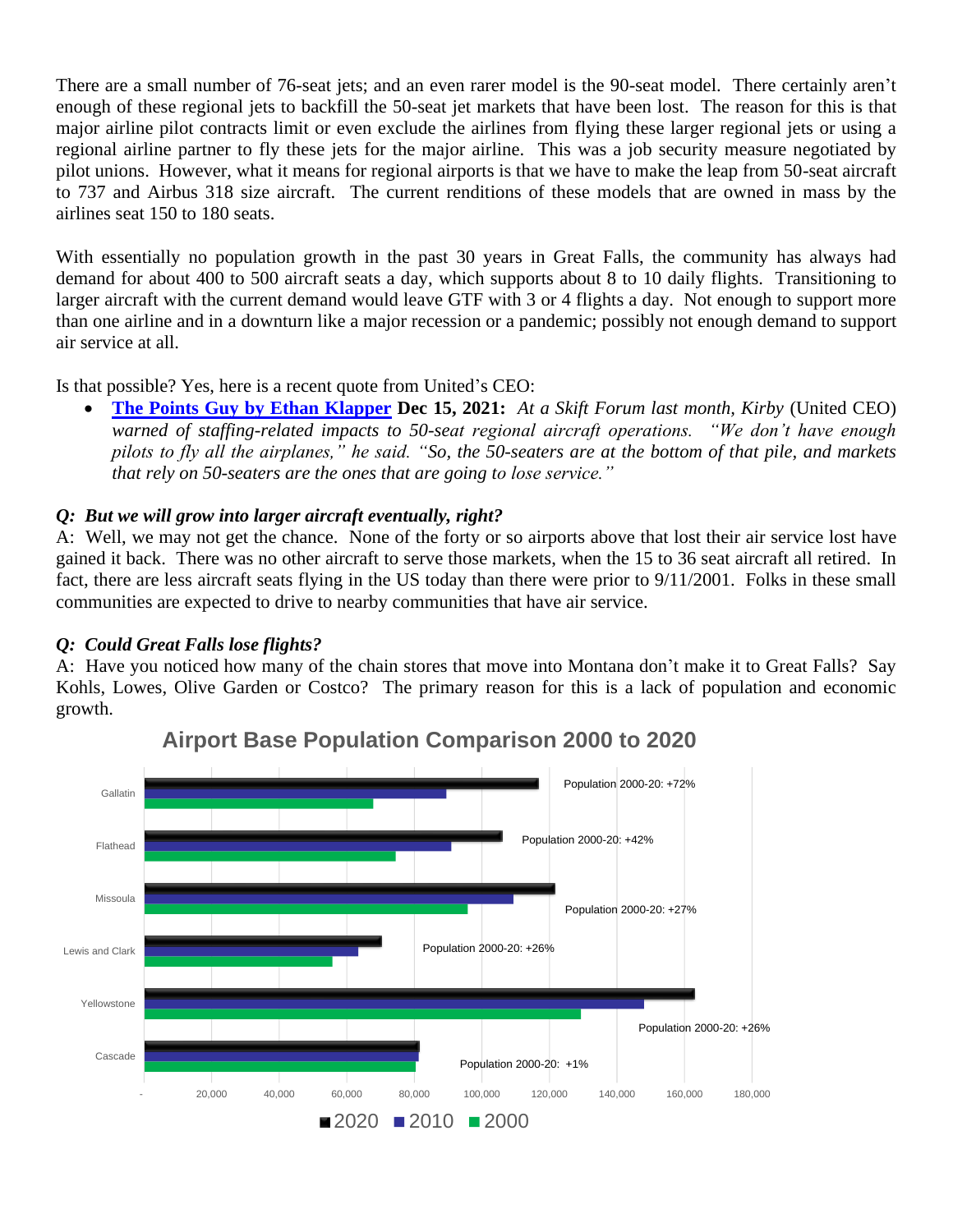There are a small number of 76-seat jets; and an even rarer model is the 90-seat model. There certainly aren't enough of these regional jets to backfill the 50-seat jet markets that have been lost. The reason for this is that major airline pilot contracts limit or even exclude the airlines from flying these larger regional jets or using a regional airline partner to fly these jets for the major airline. This was a job security measure negotiated by pilot unions. However, what it means for regional airports is that we have to make the leap from 50-seat aircraft to 737 and Airbus 318 size aircraft. The current renditions of these models that are owned in mass by the airlines seat 150 to 180 seats.

With essentially no population growth in the past 30 years in Great Falls, the community has always had demand for about 400 to 500 aircraft seats a day, which supports about 8 to 10 daily flights. Transitioning to larger aircraft with the current demand would leave GTF with 3 or 4 flights a day. Not enough to support more than one airline and in a downturn like a major recession or a pandemic; possibly not enough demand to support air service at all.

Is that possible? Yes, here is a recent quote from United's CEO:

- **The Points Guy by Ethan Klapper Dec 15, 2021:** *At a Skift Forum last month, Kirby* (United CEO) *warned of staffing-related impacts to 50-seat regional aircraft operations. "We don't have enough pilots to fly all the airplanes," he said. "So, the 50-seaters are at the bottom of that pile, and markets that rely on 50-seaters are the ones that are going to lose service."*

***Q: But we will grow into larger aircraft eventually, right?***

A: Well, we may not get the chance. None of the forty or so airports above that lost their air service lost have gained it back. There was no other aircraft to serve those markets, when the 15 to 36 seat aircraft all retired. In fact, there are less aircraft seats flying in the US today than there were prior to 9/11/2001. Folks in these small communities are expected to drive to nearby communities that have air service.

***Q: Could Great Falls lose flights?***

A: Have you noticed how many of the chain stores that move into Montana don't make it to Great Falls? Say Kohls, Lowes, Olive Garden or Costco? The primary reason for this is a lack of population and economic growth.

**Airport Base Population Comparison 2000 to 2020**

| County | Population 2000-20 |
|---|---|
| Gallatin | +72% |
| Flathead | +42% |
| Missoula | +27% |
| Lewis and Clark | +26% |
| Yellowstone | +26% |
| Cascade | +1% |

■ 2020 ■ 2010 ■ 2000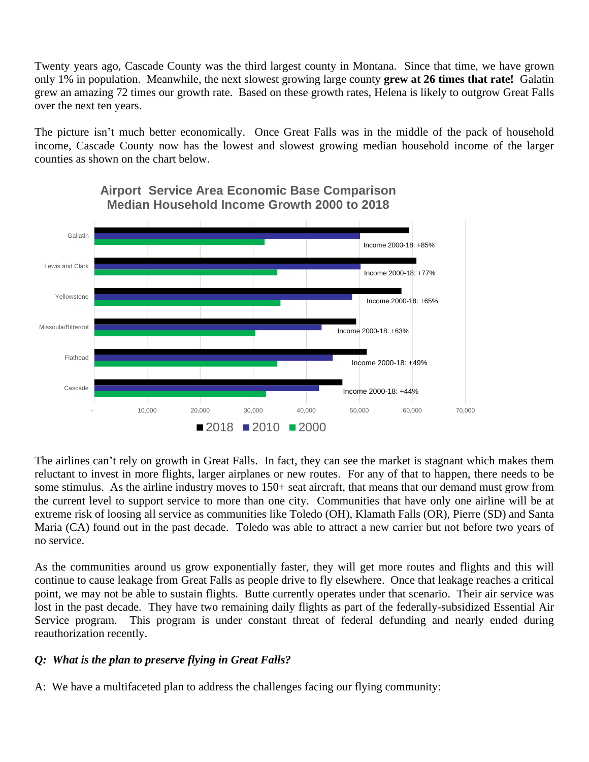Twenty years ago, Cascade County was the third largest county in Montana. Since that time, we have grown only 1% in population. Meanwhile, the next slowest growing large county **grew at 26 times that rate!** Galatin grew an amazing 72 times our growth rate. Based on these growth rates, Helena is likely to outgrow Great Falls over the next ten years.

The picture isn't much better economically. Once Great Falls was in the middle of the pack of household income, Cascade County now has the lowest and slowest growing median household income of the larger counties as shown on the chart below.

**Airport Service Area Economic Base Comparison**
**Median Household Income Growth 2000 to 2018**

| County | Income 2000-18 |
|---|---|
| Gallatin | +85% |
| Lewis and Clark | +77% |
| Yellowstone | +65% |
| Missoula/Bitteroot | +63% |
| Flathead | +49% |
| Cascade | +44% |

The airlines can't rely on growth in Great Falls. In fact, they can see the market is stagnant which makes them reluctant to invest in more flights, larger airplanes or new routes. For any of that to happen, there needs to be some stimulus. As the airline industry moves to 150+ seat aircraft, that means that our demand must grow from the current level to support service to more than one city. Communities that have only one airline will be at extreme risk of loosing all service as communities like Toledo (OH), Klamath Falls (OR), Pierre (SD) and Santa Maria (CA) found out in the past decade. Toledo was able to attract a new carrier but not before two years of no service.

As the communities around us grow exponentially faster, they will get more routes and flights and this will continue to cause leakage from Great Falls as people drive to fly elsewhere. Once that leakage reaches a critical point, we may not be able to sustain flights. Butte currently operates under that scenario. Their air service was lost in the past decade. They have two remaining daily flights as part of the federally-subsidized Essential Air Service program. This program is under constant threat of federal defunding and nearly ended during reauthorization recently.

***Q: What is the plan to preserve flying in Great Falls?***

A: We have a multifaceted plan to address the challenges facing our flying community: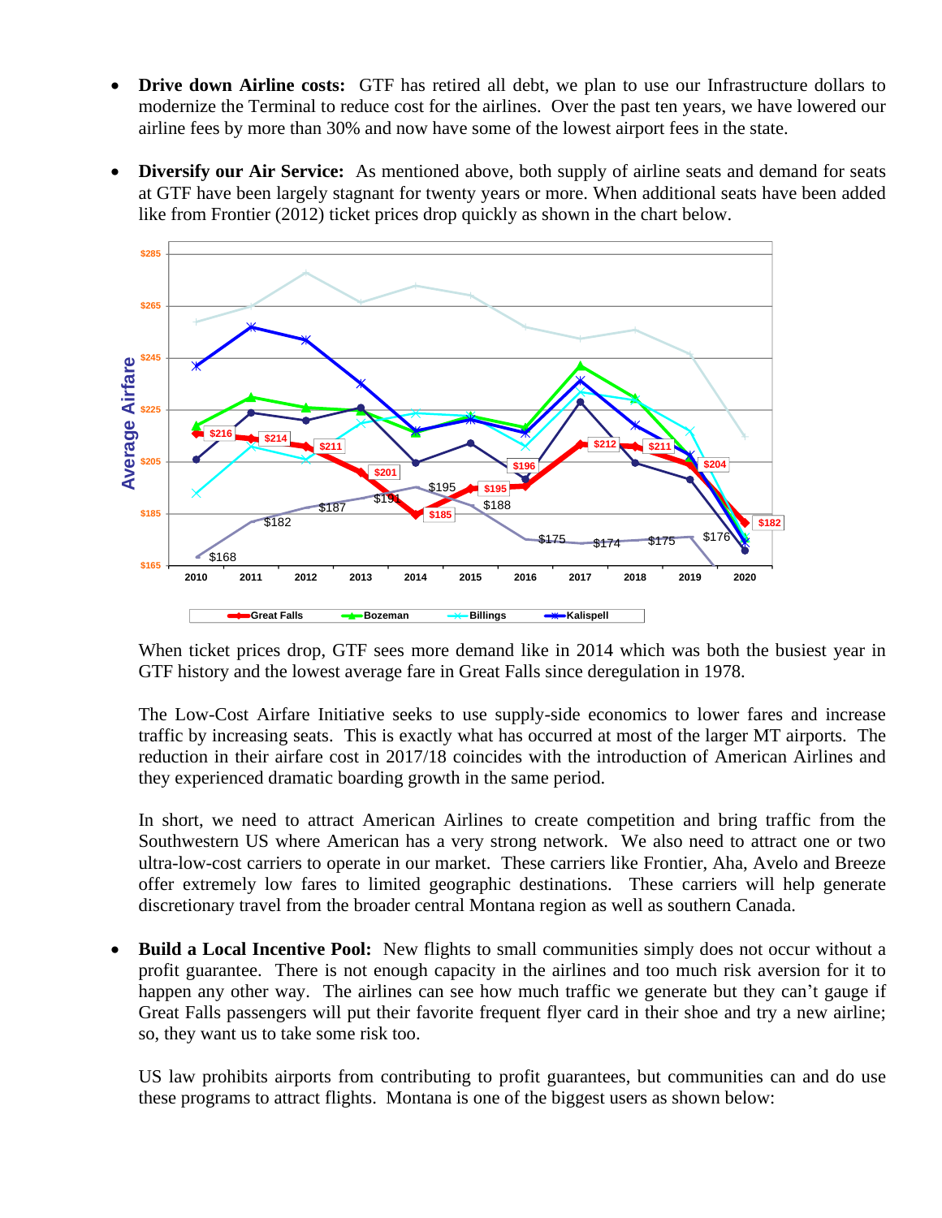- **Drive down Airline costs:** GTF has retired all debt, we plan to use our Infrastructure dollars to modernize the Terminal to reduce cost for the airlines. Over the past ten years, we have lowered our airline fees by more than 30% and now have some of the lowest airport fees in the state.

- **Diversify our Air Service:** As mentioned above, both supply of airline seats and demand for seats at GTF have been largely stagnant for twenty years or more. When additional seats have been added like from Frontier (2012) ticket prices drop quickly as shown in the chart below.

When ticket prices drop, GTF sees more demand like in 2014 which was both the busiest year in GTF history and the lowest average fare in Great Falls since deregulation in 1978.

The Low-Cost Airfare Initiative seeks to use supply-side economics to lower fares and increase traffic by increasing seats. This is exactly what has occurred at most of the larger MT airports. The reduction in their airfare cost in 2017/18 coincides with the introduction of American Airlines and they experienced dramatic boarding growth in the same period.

In short, we need to attract American Airlines to create competition and bring traffic from the Southwestern US where American has a very strong network. We also need to attract one or two ultra-low-cost carriers to operate in our market. These carriers like Frontier, Aha, Avelo and Breeze offer extremely low fares to limited geographic destinations. These carriers will help generate discretionary travel from the broader central Montana region as well as southern Canada.

- **Build a Local Incentive Pool:** New flights to small communities simply does not occur without a profit guarantee. There is not enough capacity in the airlines and too much risk aversion for it to happen any other way. The airlines can see how much traffic we generate but they can't gauge if Great Falls passengers will put their favorite frequent flyer card in their shoe and try a new airline; so, they want us to take some risk too.

US law prohibits airports from contributing to profit guarantees, but communities can and do use these programs to attract flights. Montana is one of the biggest users as shown below: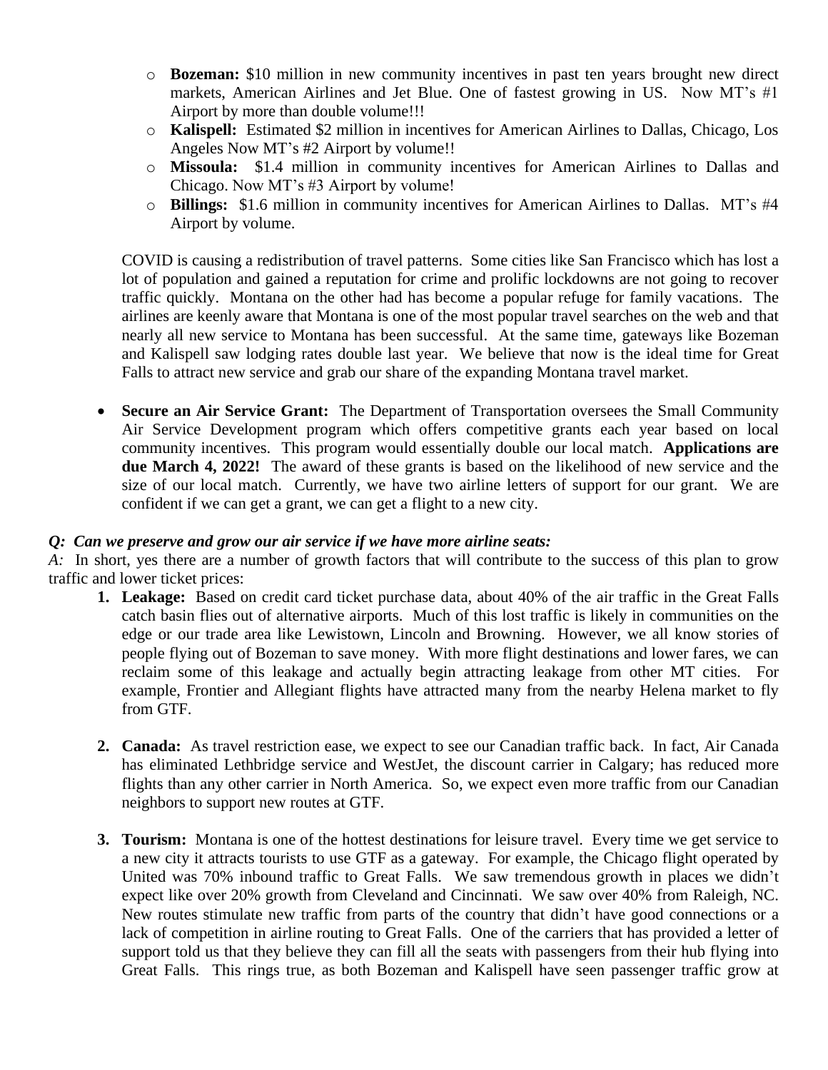- **Bozeman:** $10 million in new community incentives in past ten years brought new direct markets, American Airlines and Jet Blue. One of fastest growing in US. Now MT's #1 Airport by more than double volume!!!
- **Kalispell:** Estimated $2 million in incentives for American Airlines to Dallas, Chicago, Los Angeles Now MT's #2 Airport by volume!!
- **Missoula:** $1.4 million in community incentives for American Airlines to Dallas and Chicago. Now MT's #3 Airport by volume!
- **Billings:** $1.6 million in community incentives for American Airlines to Dallas. MT's #4 Airport by volume.

COVID is causing a redistribution of travel patterns. Some cities like San Francisco which has lost a lot of population and gained a reputation for crime and prolific lockdowns are not going to recover traffic quickly. Montana on the other had has become a popular refuge for family vacations. The airlines are keenly aware that Montana is one of the most popular travel searches on the web and that nearly all new service to Montana has been successful. At the same time, gateways like Bozeman and Kalispell saw lodging rates double last year. We believe that now is the ideal time for Great Falls to attract new service and grab our share of the expanding Montana travel market.

- **Secure an Air Service Grant:** The Department of Transportation oversees the Small Community Air Service Development program which offers competitive grants each year based on local community incentives. This program would essentially double our local match. **Applications are due March 4, 2022!** The award of these grants is based on the likelihood of new service and the size of our local match. Currently, we have two airline letters of support for our grant. We are confident if we can get a grant, we can get a flight to a new city.

***Q: Can we preserve and grow our air service if we have more airline seats:***

*A:* In short, yes there are a number of growth factors that will contribute to the success of this plan to grow traffic and lower ticket prices:

1. **Leakage:** Based on credit card ticket purchase data, about 40% of the air traffic in the Great Falls catch basin flies out of alternative airports. Much of this lost traffic is likely in communities on the edge or our trade area like Lewistown, Lincoln and Browning. However, we all know stories of people flying out of Bozeman to save money. With more flight destinations and lower fares, we can reclaim some of this leakage and actually begin attracting leakage from other MT cities. For example, Frontier and Allegiant flights have attracted many from the nearby Helena market to fly from GTF.

2. **Canada:** As travel restriction ease, we expect to see our Canadian traffic back. In fact, Air Canada has eliminated Lethbridge service and WestJet, the discount carrier in Calgary; has reduced more flights than any other carrier in North America. So, we expect even more traffic from our Canadian neighbors to support new routes at GTF.

3. **Tourism:** Montana is one of the hottest destinations for leisure travel. Every time we get service to a new city it attracts tourists to use GTF as a gateway. For example, the Chicago flight operated by United was 70% inbound traffic to Great Falls. We saw tremendous growth in places we didn't expect like over 20% growth from Cleveland and Cincinnati. We saw over 40% from Raleigh, NC. New routes stimulate new traffic from parts of the country that didn't have good connections or a lack of competition in airline routing to Great Falls. One of the carriers that has provided a letter of support told us that they believe they can fill all the seats with passengers from their hub flying into Great Falls. This rings true, as both Bozeman and Kalispell have seen passenger traffic grow at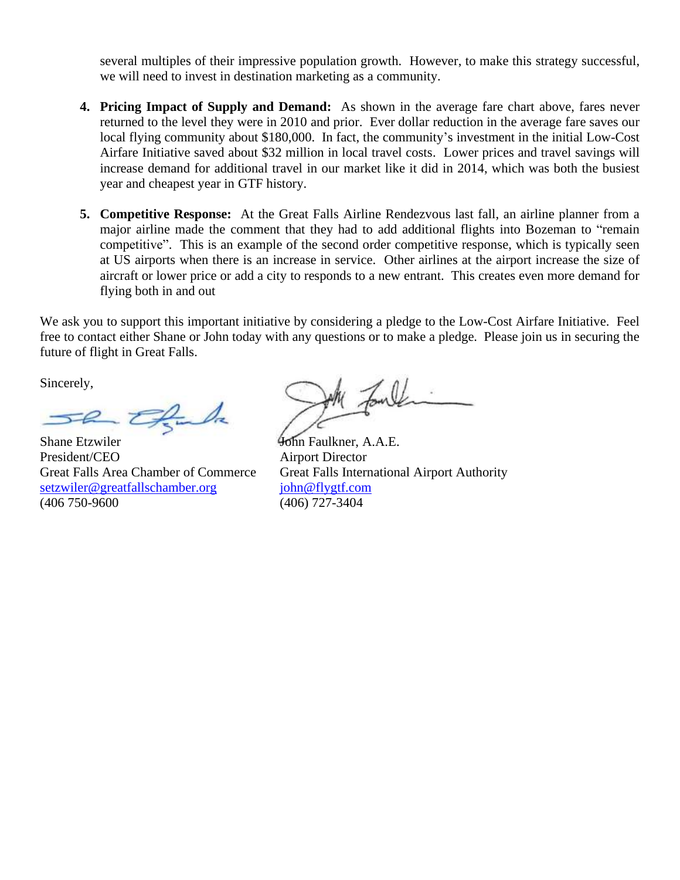several multiples of their impressive population growth. However, to make this strategy successful, we will need to invest in destination marketing as a community.

4. **Pricing Impact of Supply and Demand:** As shown in the average fare chart above, fares never returned to the level they were in 2010 and prior. Ever dollar reduction in the average fare saves our local flying community about $180,000. In fact, the community's investment in the initial Low-Cost Airfare Initiative saved about $32 million in local travel costs. Lower prices and travel savings will increase demand for additional travel in our market like it did in 2014, which was both the busiest year and cheapest year in GTF history.

5. **Competitive Response:** At the Great Falls Airline Rendezvous last fall, an airline planner from a major airline made the comment that they had to add additional flights into Bozeman to "remain competitive". This is an example of the second order competitive response, which is typically seen at US airports when there is an increase in service. Other airlines at the airport increase the size of aircraft or lower price or add a city to responds to a new entrant. This creates even more demand for flying both in and out

We ask you to support this important initiative by considering a pledge to the Low-Cost Airfare Initiative. Feel free to contact either Shane or John today with any questions or to make a pledge. Please join us in securing the future of flight in Great Falls.

Sincerely,

Shane Etzwiler
President/CEO
Great Falls Area Chamber of Commerce
setzwiler@greatfallschamber.org
(406 750-9600

John Faulkner, A.A.E.
Airport Director
Great Falls International Airport Authority
john@flygtf.com
(406) 727-3404